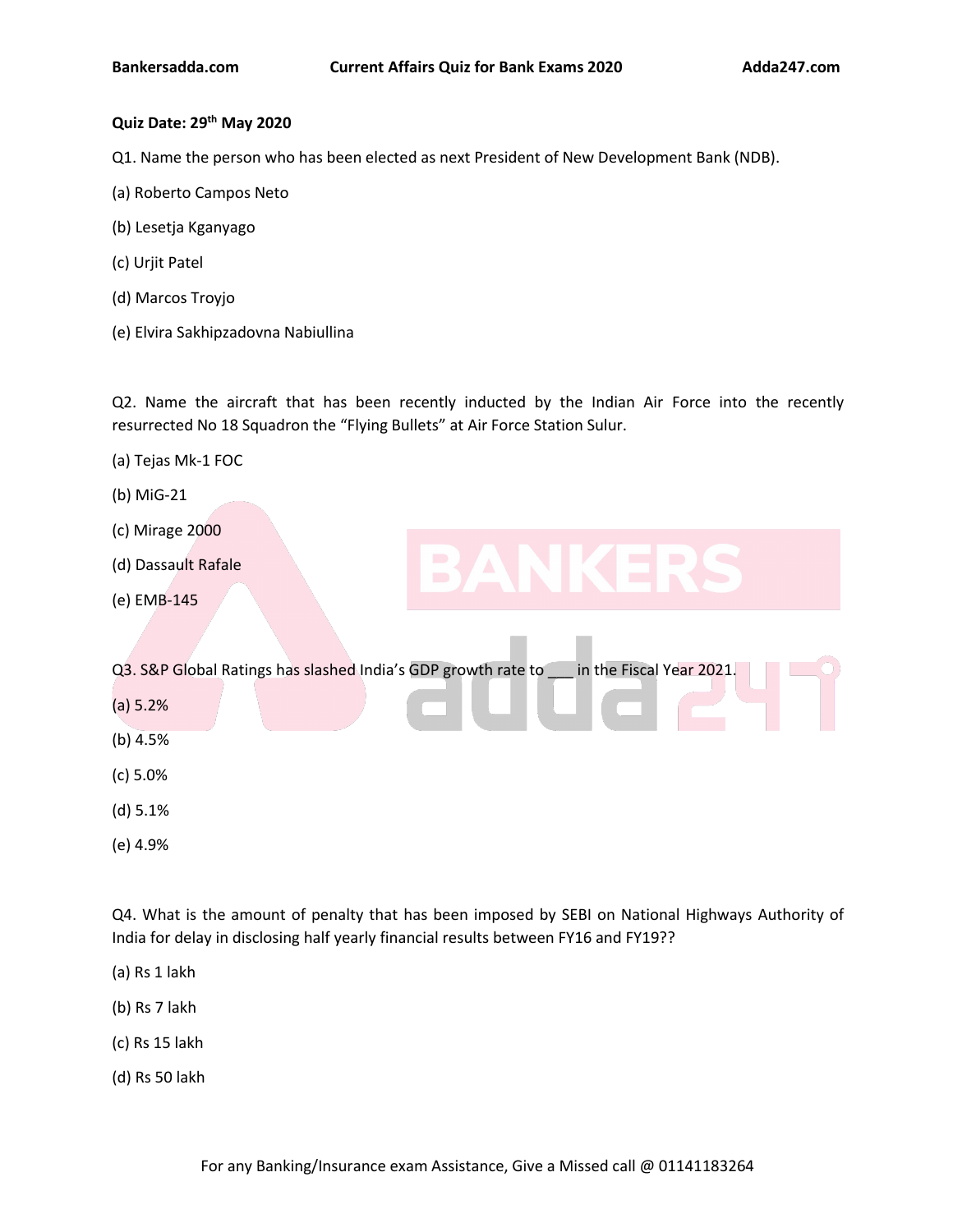**Quiz Date: 29th May 2020**

Q1. Name the person who has been elected as next President of New Development Bank (NDB).

(a) Roberto Campos Neto

(b) Lesetja Kganyago

(c) Urjit Patel

(d) Marcos Troyjo

(e) Elvira Sakhipzadovna Nabiullina

Q2. Name the aircraft that has been recently inducted by the Indian Air Force into the recently resurrected No 18 Squadron the "Flying Bullets" at Air Force Station Sulur.

(a) Tejas Mk-1 FOC

(b) MiG-21

(c) Mirage 2000

(d) Dassault Rafale

(e) EMB-145

Q3. S&P Global Ratings has slashed India's GDP growth rate to ___ in the Fiscal Year 2021.

(a) 5.2%

(b) 4.5%

(c) 5.0%

(d) 5.1%

(e) 4.9%

Q4. What is the amount of penalty that has been imposed by SEBI on National Highways Authority of India for delay in disclosing half yearly financial results between FY16 and FY19??

(a) Rs 1 lakh

(b) Rs 7 lakh

(c) Rs 15 lakh

(d) Rs 50 lakh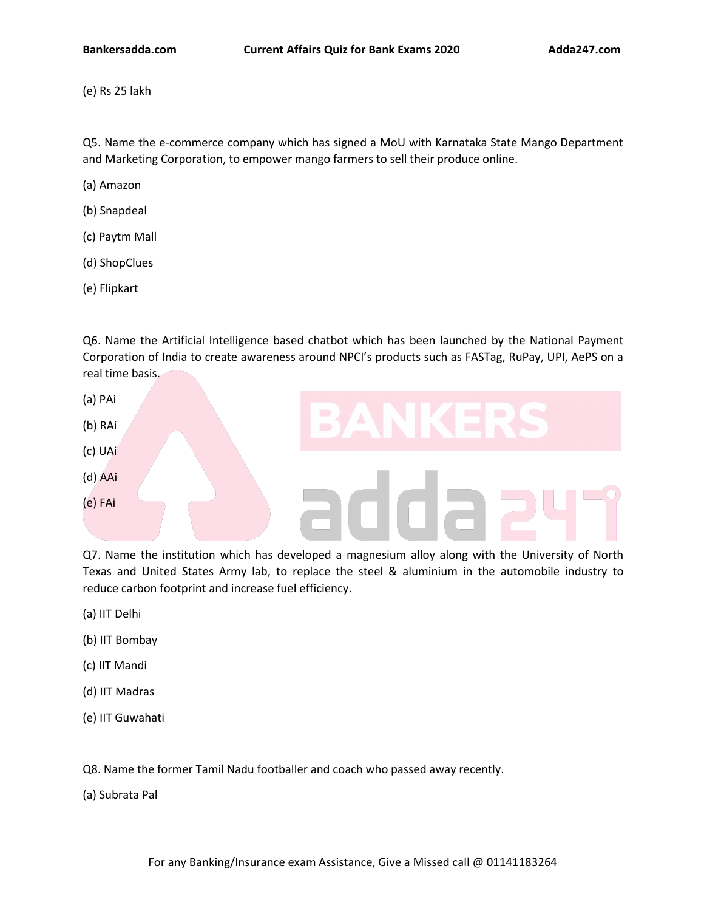(e) Rs 25 lakh

Q5. Name the e-commerce company which has signed a MoU with Karnataka State Mango Department and Marketing Corporation, to empower mango farmers to sell their produce online.

(a) Amazon

(b) Snapdeal

(c) Paytm Mall

(d) ShopClues

(e) Flipkart

Q6. Name the Artificial Intelligence based chatbot which has been launched by the National Payment Corporation of India to create awareness around NPCI's products such as FASTag, RuPay, UPI, AePS on a real time basis.

(a) PAi

(b) RAi

(c) UAi

(d) AAi

(e) FAi

Q7. Name the institution which has developed a magnesium alloy along with the University of North Texas and United States Army lab, to replace the steel & aluminium in the automobile industry to reduce carbon footprint and increase fuel efficiency.

(a) IIT Delhi

(b) IIT Bombay

(c) IIT Mandi

(d) IIT Madras

(e) IIT Guwahati

Q8. Name the former Tamil Nadu footballer and coach who passed away recently.

(a) Subrata Pal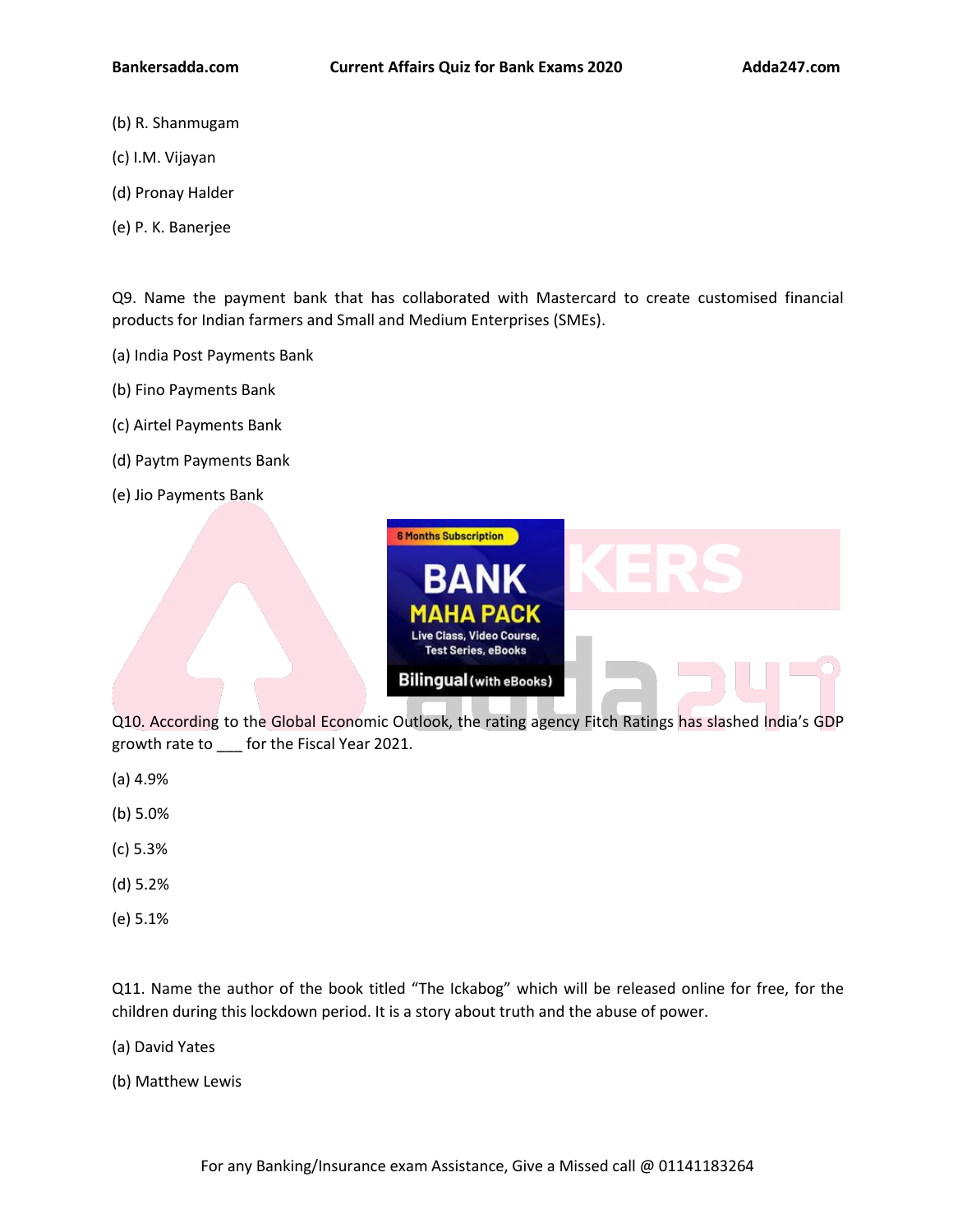(b) R. Shanmugam

(c) I.M. Vijayan

(d) Pronay Halder

(e) P. K. Banerjee

Q9. Name the payment bank that has collaborated with Mastercard to create customised financial products for Indian farmers and Small and Medium Enterprises (SMEs).

(a) India Post Payments Bank

(b) Fino Payments Bank

(c) Airtel Payments Bank

(d) Paytm Payments Bank

(e) Jio Payments Bank

Q10. According to the Global Economic Outlook, the rating agency Fitch Ratings has slashed India's GDP growth rate to ___ for the Fiscal Year 2021.

(a) 4.9%

(b) 5.0%

(c) 5.3%

(d) 5.2%

(e) 5.1%

Q11. Name the author of the book titled "The Ickabog" which will be released online for free, for the children during this lockdown period. It is a story about truth and the abuse of power.

(a) David Yates

(b) Matthew Lewis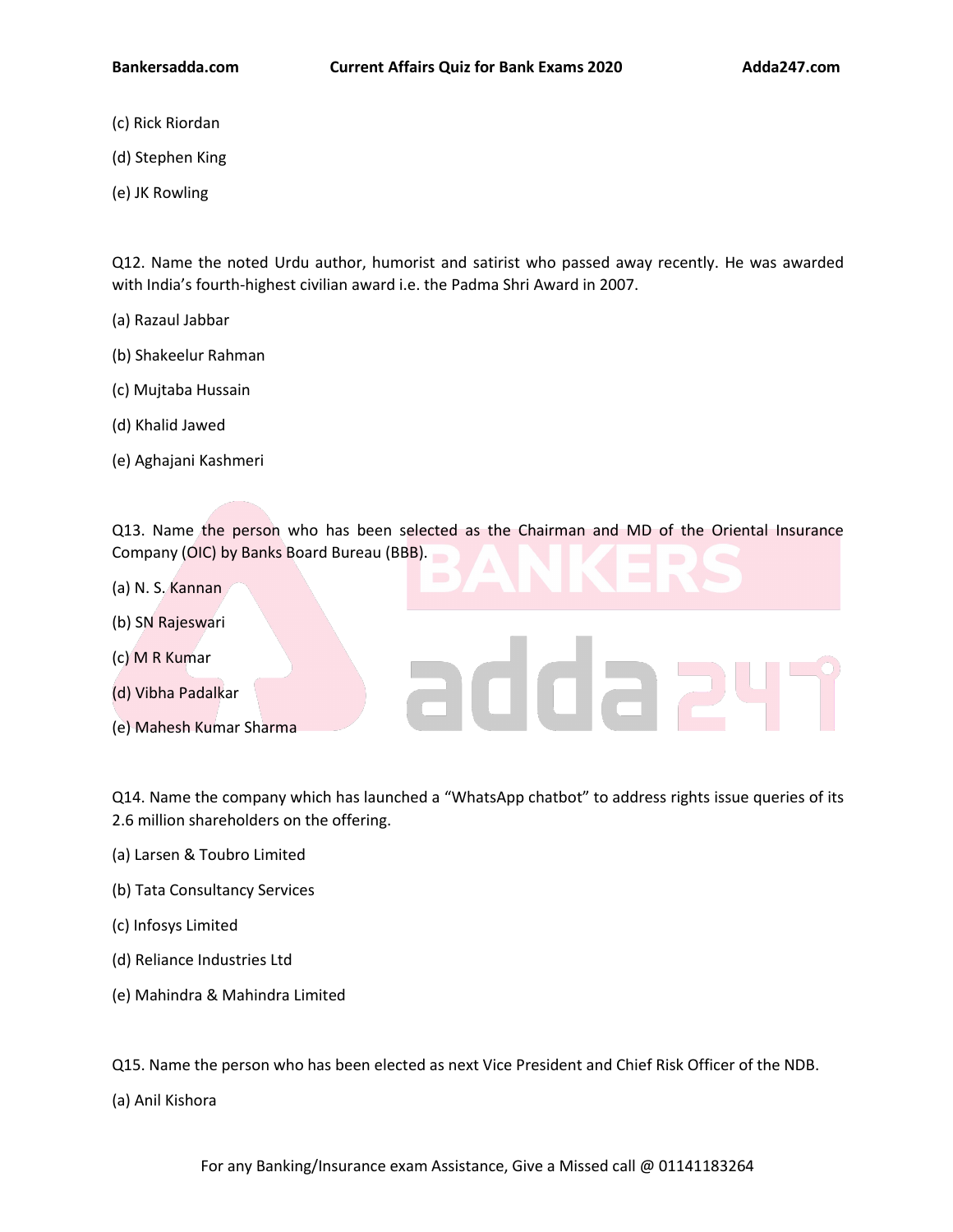(c) Rick Riordan

(d) Stephen King

(e) JK Rowling

Q12. Name the noted Urdu author, humorist and satirist who passed away recently. He was awarded with India's fourth-highest civilian award i.e. the Padma Shri Award in 2007.

(a) Razaul Jabbar

(b) Shakeelur Rahman

(c) Mujtaba Hussain

(d) Khalid Jawed

(e) Aghajani Kashmeri

Q13. Name the person who has been selected as the Chairman and MD of the Oriental Insurance Company (OIC) by Banks Board Bureau (BBB).

(a) N. S. Kannan

(b) SN Rajeswari

(c) M R Kumar

(d) Vibha Padalkar

(e) Mahesh Kumar Sharma

Q14. Name the company which has launched a "WhatsApp chatbot" to address rights issue queries of its 2.6 million shareholders on the offering.

(a) Larsen & Toubro Limited

(b) Tata Consultancy Services

(c) Infosys Limited

(d) Reliance Industries Ltd

(e) Mahindra & Mahindra Limited

Q15. Name the person who has been elected as next Vice President and Chief Risk Officer of the NDB.

(a) Anil Kishora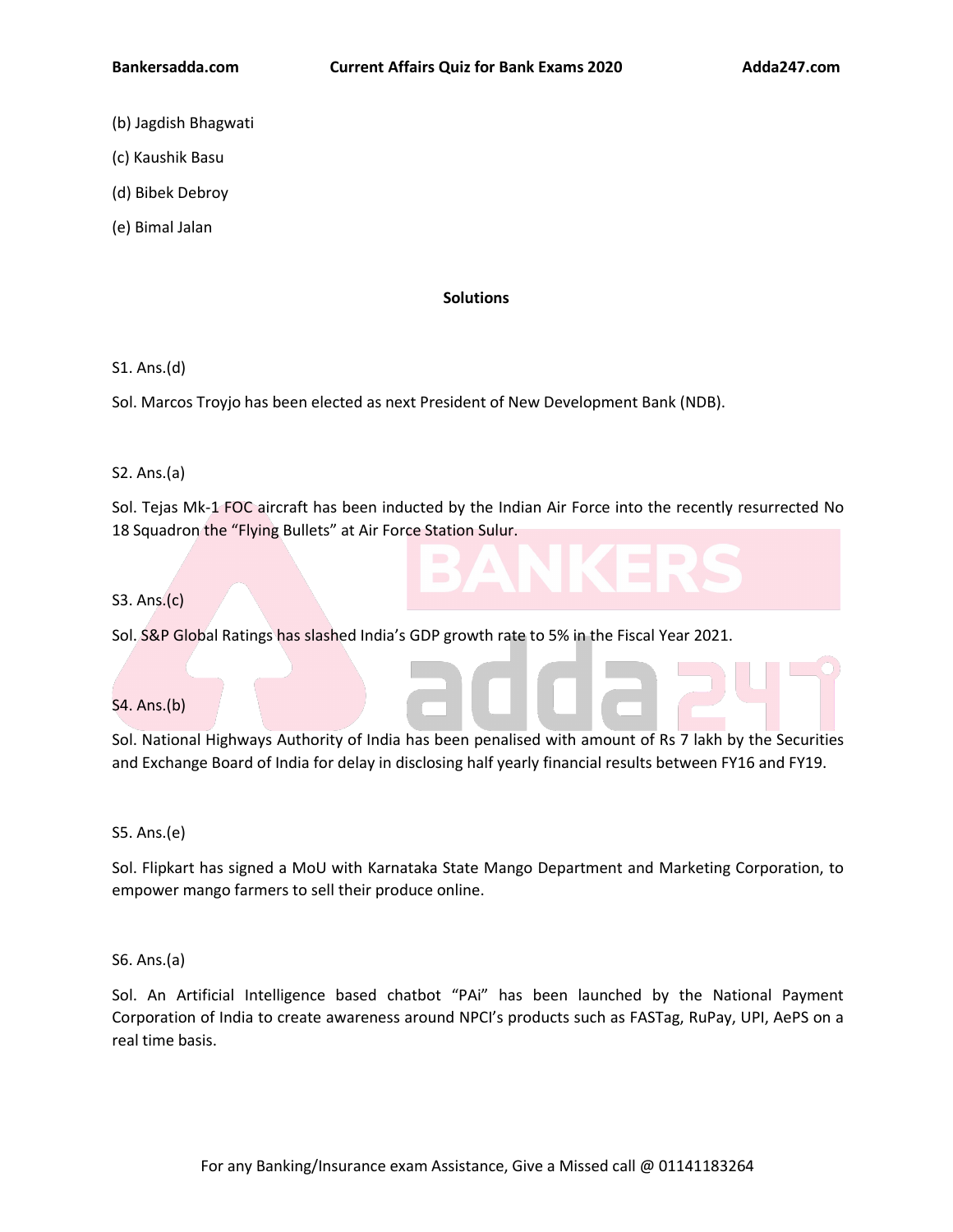(b) Jagdish Bhagwati

(c) Kaushik Basu

(d) Bibek Debroy

(e) Bimal Jalan

**Solutions**

S1. Ans.(d)

Sol. Marcos Troyjo has been elected as next President of New Development Bank (NDB).

S2. Ans.(a)

Sol. Tejas Mk-1 FOC aircraft has been inducted by the Indian Air Force into the recently resurrected No 18 Squadron the "Flying Bullets" at Air Force Station Sulur.

S3. Ans.(c)

Sol. S&P Global Ratings has slashed India's GDP growth rate to 5% in the Fiscal Year 2021.

S4. Ans.(b)

Sol. National Highways Authority of India has been penalised with amount of Rs 7 lakh by the Securities and Exchange Board of India for delay in disclosing half yearly financial results between FY16 and FY19.

S5. Ans.(e)

Sol. Flipkart has signed a MoU with Karnataka State Mango Department and Marketing Corporation, to empower mango farmers to sell their produce online.

S6. Ans.(a)

Sol. An Artificial Intelligence based chatbot "PAi" has been launched by the National Payment Corporation of India to create awareness around NPCI's products such as FASTag, RuPay, UPI, AePS on a real time basis.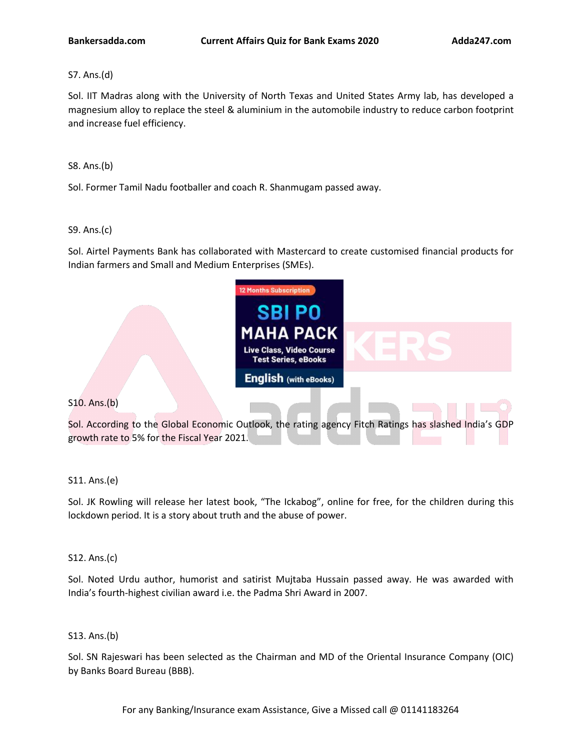S7. Ans.(d)

Sol. IIT Madras along with the University of North Texas and United States Army lab, has developed a magnesium alloy to replace the steel & aluminium in the automobile industry to reduce carbon footprint and increase fuel efficiency.

S8. Ans.(b)

Sol. Former Tamil Nadu footballer and coach R. Shanmugam passed away.

S9. Ans.(c)

Sol. Airtel Payments Bank has collaborated with Mastercard to create customised financial products for Indian farmers and Small and Medium Enterprises (SMEs).

S10. Ans.(b)

Sol. According to the Global Economic Outlook, the rating agency Fitch Ratings has slashed India's GDP growth rate to 5% for the Fiscal Year 2021.

S11. Ans.(e)

Sol. JK Rowling will release her latest book, "The Ickabog", online for free, for the children during this lockdown period. It is a story about truth and the abuse of power.

S12. Ans.(c)

Sol. Noted Urdu author, humorist and satirist Mujtaba Hussain passed away. He was awarded with India's fourth-highest civilian award i.e. the Padma Shri Award in 2007.

S13. Ans.(b)

Sol. SN Rajeswari has been selected as the Chairman and MD of the Oriental Insurance Company (OIC) by Banks Board Bureau (BBB).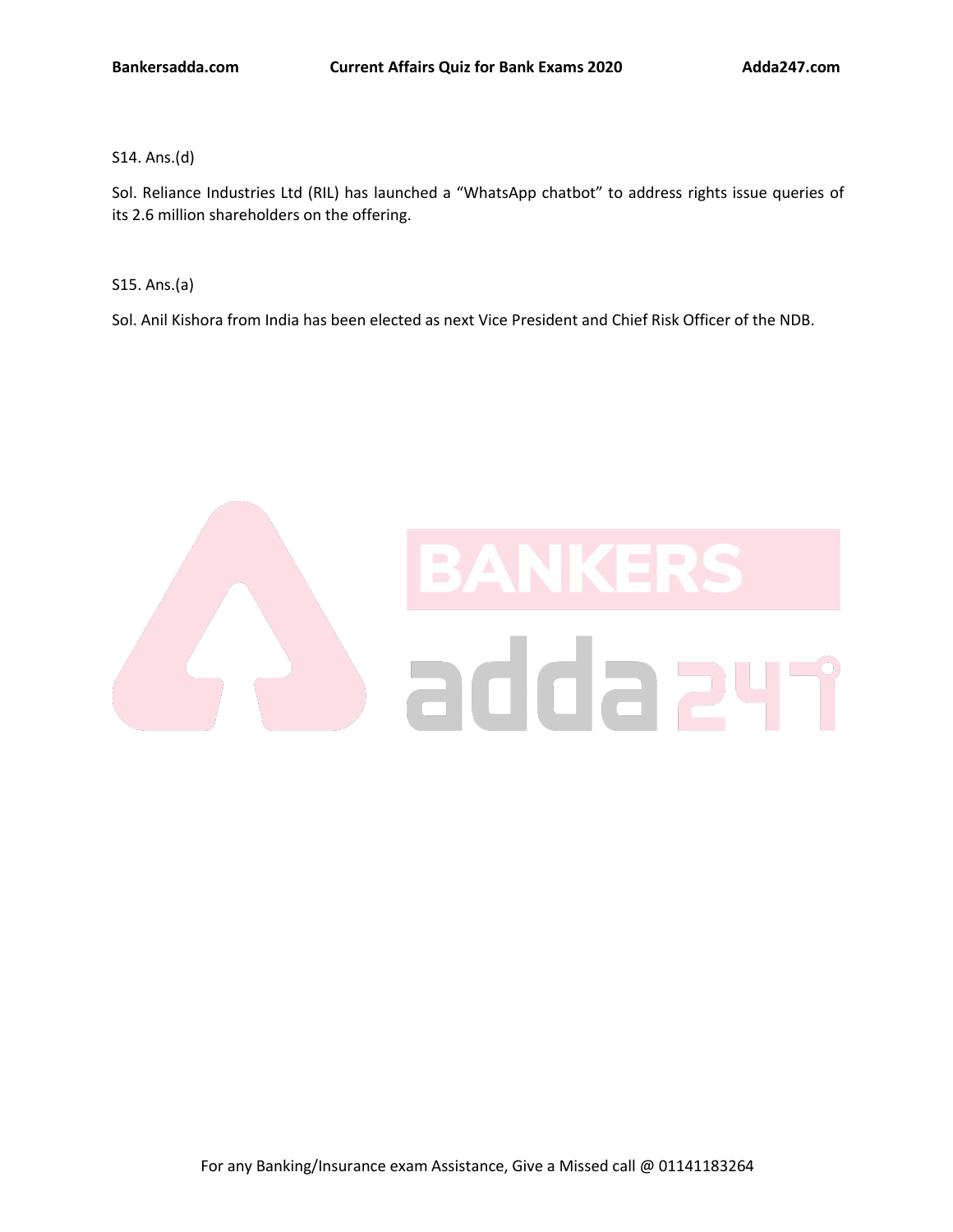S14. Ans.(d)

Sol. Reliance Industries Ltd (RIL) has launched a "WhatsApp chatbot" to address rights issue queries of its 2.6 million shareholders on the offering.

S15. Ans.(a)

Sol. Anil Kishora from India has been elected as next Vice President and Chief Risk Officer of the NDB.